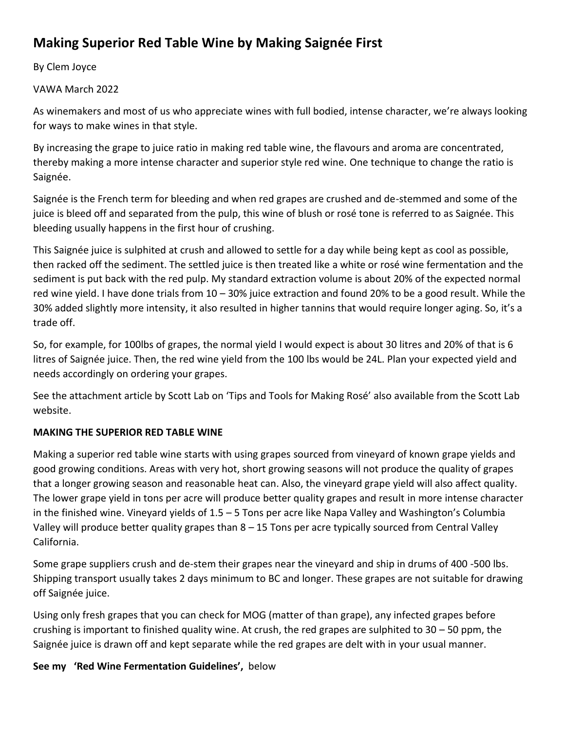# Making Superior Red Table Wine by Making Saignée First

By Clem Joyce

VAWA March 2022

As winemakers and most of us who appreciate wines with full bodied, intense character, we're always looking for ways to make wines in that style.

By increasing the grape to juice ratio in making red table wine, the flavours and aroma are concentrated, thereby making a more intense character and superior style red wine. One technique to change the ratio is Saignée.

Saignée is the French term for bleeding and when red grapes are crushed and de-stemmed and some of the juice is bleed off and separated from the pulp, this wine of blush or rosé tone is referred to as Saignée. This bleeding usually happens in the first hour of crushing.

This Saignée juice is sulphited at crush and allowed to settle for a day while being kept as cool as possible, then racked off the sediment. The settled juice is then treated like a white or rosé wine fermentation and the sediment is put back with the red pulp. My standard extraction volume is about 20% of the expected normal red wine yield. I have done trials from 10 – 30% juice extraction and found 20% to be a good result. While the 30% added slightly more intensity, it also resulted in higher tannins that would require longer aging. So, it's a trade off.

So, for example, for 100lbs of grapes, the normal yield I would expect is about 30 litres and 20% of that is 6 litres of Saignée juice. Then, the red wine yield from the 100 lbs would be 24L. Plan your expected yield and needs accordingly on ordering your grapes.

See the attachment article by Scott Lab on 'Tips and Tools for Making Rosé' also available from the Scott Lab website.

**MAKING THE SUPERIOR RED TABLE WINE**

Making a superior red table wine starts with using grapes sourced from vineyard of known grape yields and good growing conditions. Areas with very hot, short growing seasons will not produce the quality of grapes that a longer growing season and reasonable heat can. Also, the vineyard grape yield will also affect quality. The lower grape yield in tons per acre will produce better quality grapes and result in more intense character in the finished wine. Vineyard yields of 1.5 – 5 Tons per acre like Napa Valley and Washington's Columbia Valley will produce better quality grapes than 8 – 15 Tons per acre typically sourced from Central Valley California.

Some grape suppliers crush and de-stem their grapes near the vineyard and ship in drums of 400 -500 lbs. Shipping transport usually takes 2 days minimum to BC and longer. These grapes are not suitable for drawing off Saignée juice.

Using only fresh grapes that you can check for MOG (matter of than grape), any infected grapes before crushing is important to finished quality wine. At crush, the red grapes are sulphited to 30 – 50 ppm, the Saignée juice is drawn off and kept separate while the red grapes are delt with in your usual manner.

**See my 'Red Wine Fermentation Guidelines',** below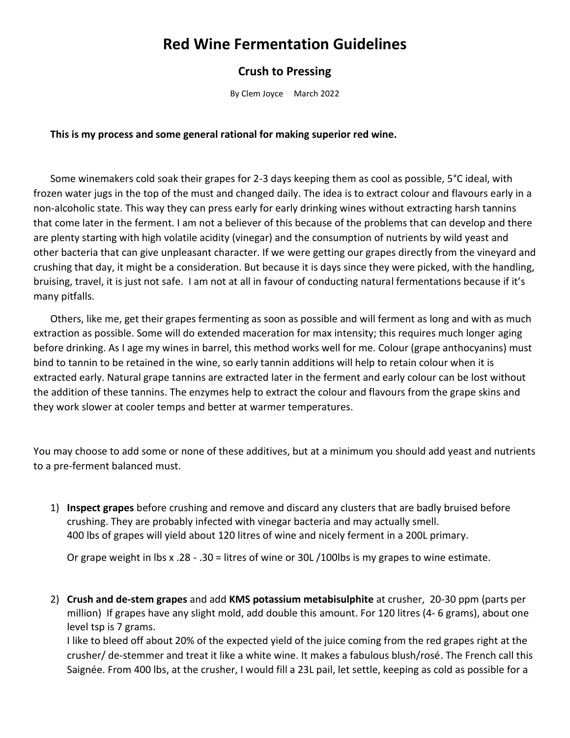# Red Wine Fermentation Guidelines

## Crush to Pressing

By Clem Joyce March 2022

**This is my process and some general rational for making superior red wine.**

Some winemakers cold soak their grapes for 2-3 days keeping them as cool as possible, 5°C ideal, with frozen water jugs in the top of the must and changed daily. The idea is to extract colour and flavours early in a non-alcoholic state. This way they can press early for early drinking wines without extracting harsh tannins that come later in the ferment. I am not a believer of this because of the problems that can develop and there are plenty starting with high volatile acidity (vinegar) and the consumption of nutrients by wild yeast and other bacteria that can give unpleasant character. If we were getting our grapes directly from the vineyard and crushing that day, it might be a consideration. But because it is days since they were picked, with the handling, bruising, travel, it is just not safe. I am not at all in favour of conducting natural fermentations because if it's many pitfalls.

Others, like me, get their grapes fermenting as soon as possible and will ferment as long and with as much extraction as possible. Some will do extended maceration for max intensity; this requires much longer aging before drinking. As I age my wines in barrel, this method works well for me. Colour (grape anthocyanins) must bind to tannin to be retained in the wine, so early tannin additions will help to retain colour when it is extracted early. Natural grape tannins are extracted later in the ferment and early colour can be lost without the addition of these tannins. The enzymes help to extract the colour and flavours from the grape skins and they work slower at cooler temps and better at warmer temperatures.

You may choose to add some or none of these additives, but at a minimum you should add yeast and nutrients to a pre-ferment balanced must.

1) **Inspect grapes** before crushing and remove and discard any clusters that are badly bruised before crushing. They are probably infected with vinegar bacteria and may actually smell.
   400 lbs of grapes will yield about 120 litres of wine and nicely ferment in a 200L primary.

   Or grape weight in lbs x .28 - .30 = litres of wine or 30L /100lbs is my grapes to wine estimate.

2) **Crush and de-stem grapes** and add **KMS potassium metabisulphite** at crusher, 20-30 ppm (parts per million) If grapes have any slight mold, add double this amount. For 120 litres (4- 6 grams), about one level tsp is 7 grams.
   I like to bleed off about 20% of the expected yield of the juice coming from the red grapes right at the crusher/ de-stemmer and treat it like a white wine. It makes a fabulous blush/rosé. The French call this Saignée. From 400 lbs, at the crusher, I would fill a 23L pail, let settle, keeping as cold as possible for a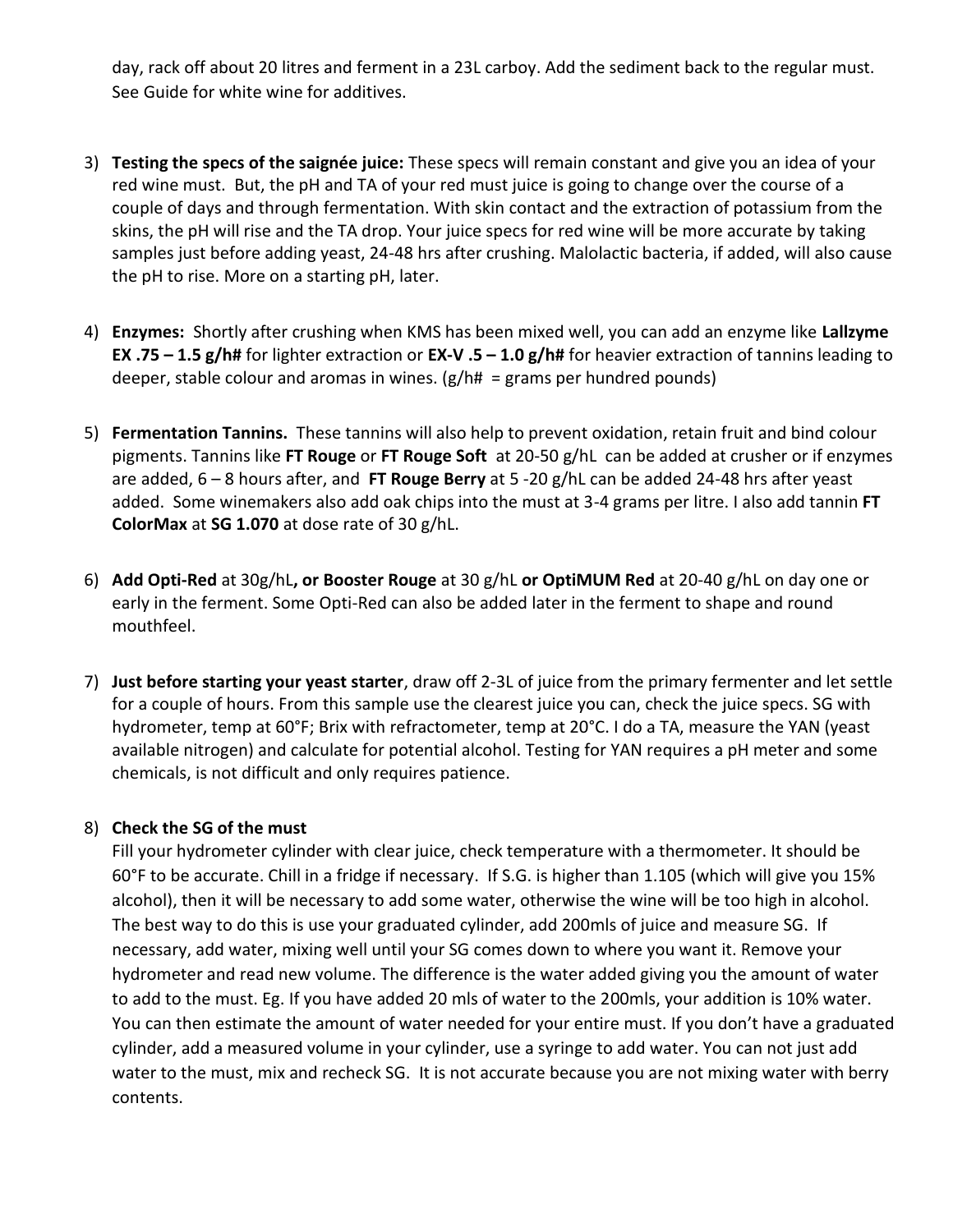day, rack off about 20 litres and ferment in a 23L carboy. Add the sediment back to the regular must. See Guide for white wine for additives.

3) **Testing the specs of the saignée juice:** These specs will remain constant and give you an idea of your red wine must. But, the pH and TA of your red must juice is going to change over the course of a couple of days and through fermentation. With skin contact and the extraction of potassium from the skins, the pH will rise and the TA drop. Your juice specs for red wine will be more accurate by taking samples just before adding yeast, 24-48 hrs after crushing. Malolactic bacteria, if added, will also cause the pH to rise. More on a starting pH, later.

4) **Enzymes:** Shortly after crushing when KMS has been mixed well, you can add an enzyme like **Lallzyme EX .75 – 1.5 g/h#** for lighter extraction or **EX-V .5 – 1.0 g/h#** for heavier extraction of tannins leading to deeper, stable colour and aromas in wines. (g/h# = grams per hundred pounds)

5) **Fermentation Tannins.** These tannins will also help to prevent oxidation, retain fruit and bind colour pigments. Tannins like **FT Rouge** or **FT Rouge Soft** at 20-50 g/hL can be added at crusher or if enzymes are added, 6 – 8 hours after, and **FT Rouge Berry** at 5 -20 g/hL can be added 24-48 hrs after yeast added. Some winemakers also add oak chips into the must at 3-4 grams per litre. I also add tannin **FT ColorMax** at **SG 1.070** at dose rate of 30 g/hL.

6) **Add Opti-Red** at 30g/hL**, or Booster Rouge** at 30 g/hL **or OptiMUM Red** at 20-40 g/hL on day one or early in the ferment. Some Opti-Red can also be added later in the ferment to shape and round mouthfeel.

7) **Just before starting your yeast starter**, draw off 2-3L of juice from the primary fermenter and let settle for a couple of hours. From this sample use the clearest juice you can, check the juice specs. SG with hydrometer, temp at 60°F; Brix with refractometer, temp at 20°C. I do a TA, measure the YAN (yeast available nitrogen) and calculate for potential alcohol. Testing for YAN requires a pH meter and some chemicals, is not difficult and only requires patience.

8) **Check the SG of the must**
   Fill your hydrometer cylinder with clear juice, check temperature with a thermometer. It should be 60°F to be accurate. Chill in a fridge if necessary. If S.G. is higher than 1.105 (which will give you 15% alcohol), then it will be necessary to add some water, otherwise the wine will be too high in alcohol. The best way to do this is use your graduated cylinder, add 200mls of juice and measure SG. If necessary, add water, mixing well until your SG comes down to where you want it. Remove your hydrometer and read new volume. The difference is the water added giving you the amount of water to add to the must. Eg. If you have added 20 mls of water to the 200mls, your addition is 10% water. You can then estimate the amount of water needed for your entire must. If you don't have a graduated cylinder, add a measured volume in your cylinder, use a syringe to add water. You can not just add water to the must, mix and recheck SG. It is not accurate because you are not mixing water with berry contents.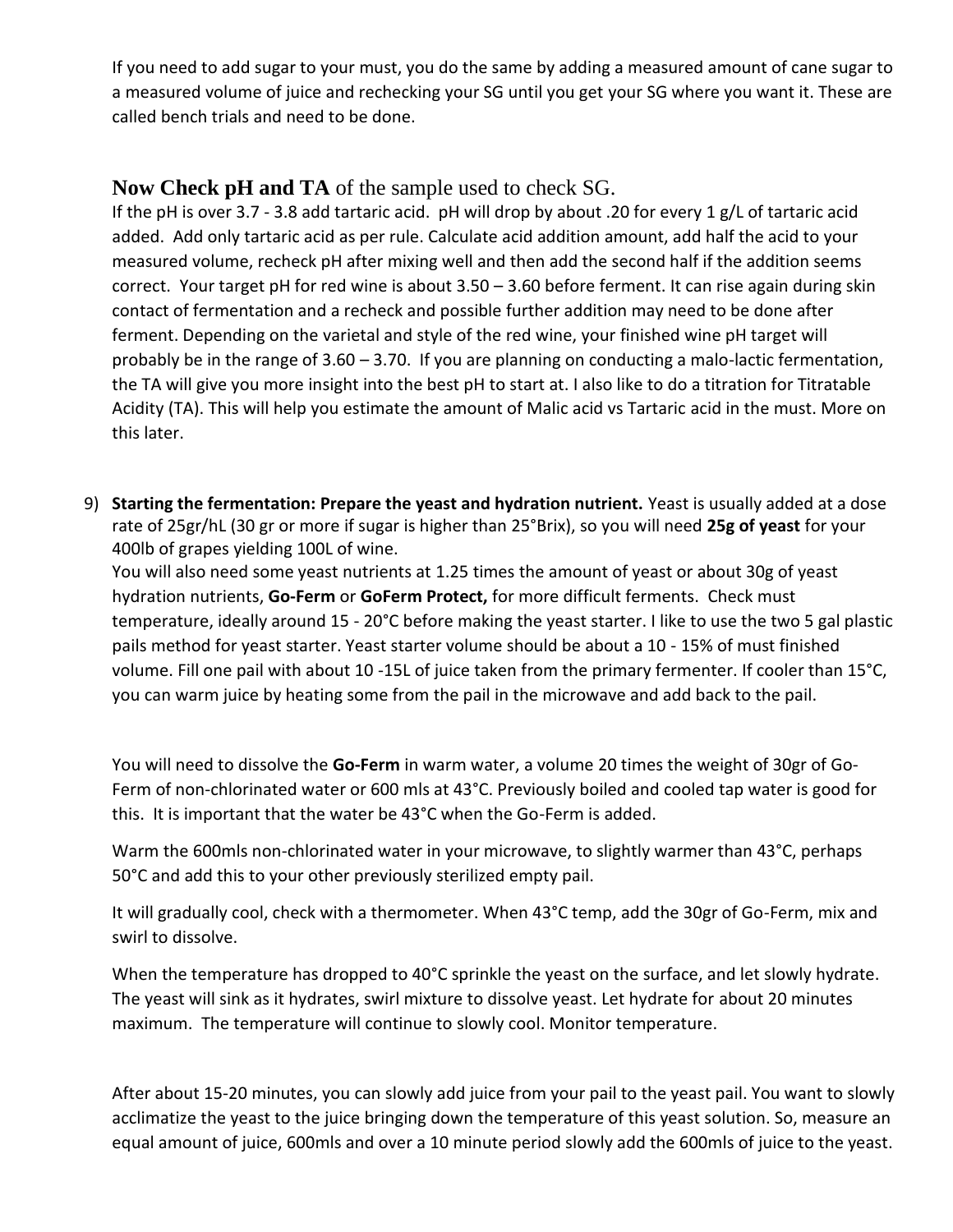If you need to add sugar to your must, you do the same by adding a measured amount of cane sugar to a measured volume of juice and rechecking your SG until you get your SG where you want it. These are called bench trials and need to be done.

**Now Check pH and TA** of the sample used to check SG.

If the pH is over 3.7 - 3.8 add tartaric acid. pH will drop by about .20 for every 1 g/L of tartaric acid added. Add only tartaric acid as per rule. Calculate acid addition amount, add half the acid to your measured volume, recheck pH after mixing well and then add the second half if the addition seems correct. Your target pH for red wine is about 3.50 – 3.60 before ferment. It can rise again during skin contact of fermentation and a recheck and possible further addition may need to be done after ferment. Depending on the varietal and style of the red wine, your finished wine pH target will probably be in the range of 3.60 – 3.70. If you are planning on conducting a malo-lactic fermentation, the TA will give you more insight into the best pH to start at. I also like to do a titration for Titratable Acidity (TA). This will help you estimate the amount of Malic acid vs Tartaric acid in the must. More on this later.

9) **Starting the fermentation: Prepare the yeast and hydration nutrient.** Yeast is usually added at a dose rate of 25gr/hL (30 gr or more if sugar is higher than 25°Brix), so you will need **25g of yeast** for your 400lb of grapes yielding 100L of wine.
You will also need some yeast nutrients at 1.25 times the amount of yeast or about 30g of yeast hydration nutrients, **Go-Ferm** or **GoFerm Protect,** for more difficult ferments. Check must temperature, ideally around 15 - 20°C before making the yeast starter. I like to use the two 5 gal plastic pails method for yeast starter. Yeast starter volume should be about a 10 - 15% of must finished volume. Fill one pail with about 10 -15L of juice taken from the primary fermenter. If cooler than 15°C, you can warm juice by heating some from the pail in the microwave and add back to the pail.

You will need to dissolve the **Go-Ferm** in warm water, a volume 20 times the weight of 30gr of Go-Ferm of non-chlorinated water or 600 mls at 43°C. Previously boiled and cooled tap water is good for this. It is important that the water be 43°C when the Go-Ferm is added.

Warm the 600mls non-chlorinated water in your microwave, to slightly warmer than 43°C, perhaps 50°C and add this to your other previously sterilized empty pail.

It will gradually cool, check with a thermometer. When 43°C temp, add the 30gr of Go-Ferm, mix and swirl to dissolve.

When the temperature has dropped to 40°C sprinkle the yeast on the surface, and let slowly hydrate. The yeast will sink as it hydrates, swirl mixture to dissolve yeast. Let hydrate for about 20 minutes maximum. The temperature will continue to slowly cool. Monitor temperature.

After about 15-20 minutes, you can slowly add juice from your pail to the yeast pail. You want to slowly acclimatize the yeast to the juice bringing down the temperature of this yeast solution. So, measure an equal amount of juice, 600mls and over a 10 minute period slowly add the 600mls of juice to the yeast.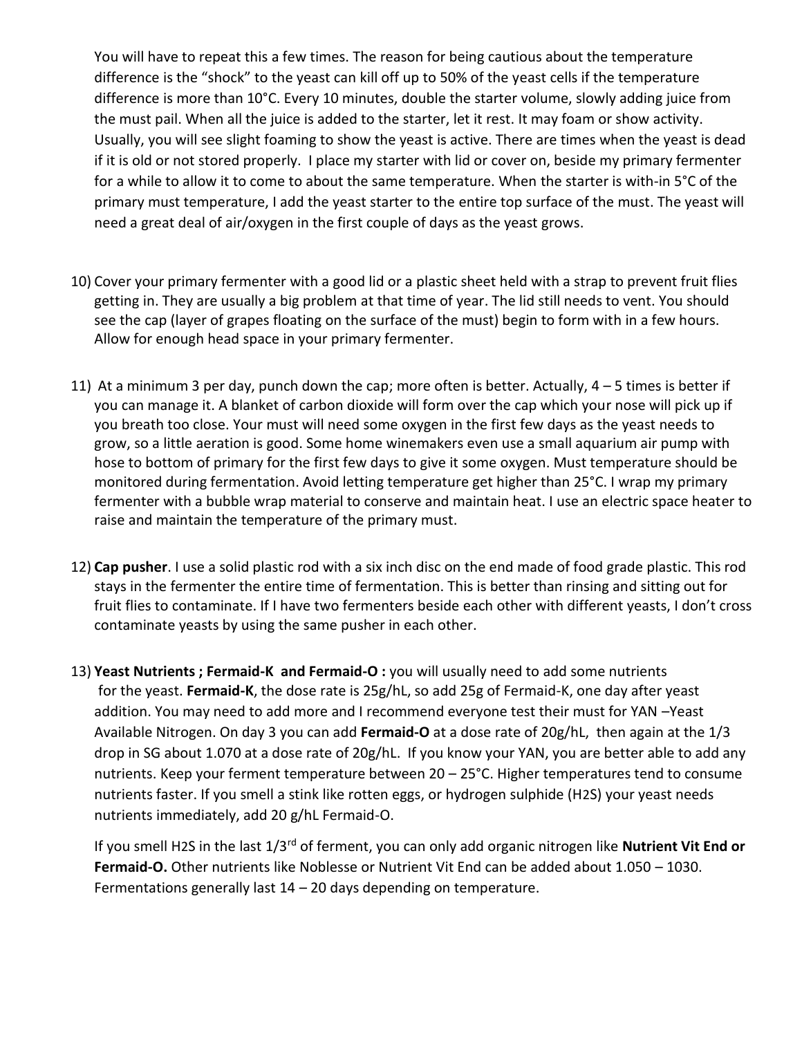You will have to repeat this a few times. The reason for being cautious about the temperature difference is the "shock" to the yeast can kill off up to 50% of the yeast cells if the temperature difference is more than 10°C. Every 10 minutes, double the starter volume, slowly adding juice from the must pail. When all the juice is added to the starter, let it rest. It may foam or show activity. Usually, you will see slight foaming to show the yeast is active. There are times when the yeast is dead if it is old or not stored properly. I place my starter with lid or cover on, beside my primary fermenter for a while to allow it to come to about the same temperature. When the starter is with-in 5°C of the primary must temperature, I add the yeast starter to the entire top surface of the must. The yeast will need a great deal of air/oxygen in the first couple of days as the yeast grows.

10) Cover your primary fermenter with a good lid or a plastic sheet held with a strap to prevent fruit flies getting in. They are usually a big problem at that time of year. The lid still needs to vent. You should see the cap (layer of grapes floating on the surface of the must) begin to form with in a few hours. Allow for enough head space in your primary fermenter.

11) At a minimum 3 per day, punch down the cap; more often is better. Actually, 4 – 5 times is better if you can manage it. A blanket of carbon dioxide will form over the cap which your nose will pick up if you breath too close. Your must will need some oxygen in the first few days as the yeast needs to grow, so a little aeration is good. Some home winemakers even use a small aquarium air pump with hose to bottom of primary for the first few days to give it some oxygen. Must temperature should be monitored during fermentation. Avoid letting temperature get higher than 25°C. I wrap my primary fermenter with a bubble wrap material to conserve and maintain heat. I use an electric space heater to raise and maintain the temperature of the primary must.

12) **Cap pusher**. I use a solid plastic rod with a six inch disc on the end made of food grade plastic. This rod stays in the fermenter the entire time of fermentation. This is better than rinsing and sitting out for fruit flies to contaminate. If I have two fermenters beside each other with different yeasts, I don't cross contaminate yeasts by using the same pusher in each other.

13) **Yeast Nutrients ; Fermaid-K and Fermaid-O :** you will usually need to add some nutrients for the yeast. **Fermaid-K**, the dose rate is 25g/hL, so add 25g of Fermaid-K, one day after yeast addition. You may need to add more and I recommend everyone test their must for YAN –Yeast Available Nitrogen. On day 3 you can add **Fermaid-O** at a dose rate of 20g/hL, then again at the 1/3 drop in SG about 1.070 at a dose rate of 20g/hL. If you know your YAN, you are better able to add any nutrients. Keep your ferment temperature between 20 – 25°C. Higher temperatures tend to consume nutrients faster. If you smell a stink like rotten eggs, or hydrogen sulphide ($H_2S$) your yeast needs nutrients immediately, add 20 g/hL Fermaid-O.

    If you smell $H_2S$ in the last 1/3rd of ferment, you can only add organic nitrogen like **Nutrient Vit End or Fermaid-O.** Other nutrients like Noblesse or Nutrient Vit End can be added about 1.050 – 1030. Fermentations generally last 14 – 20 days depending on temperature.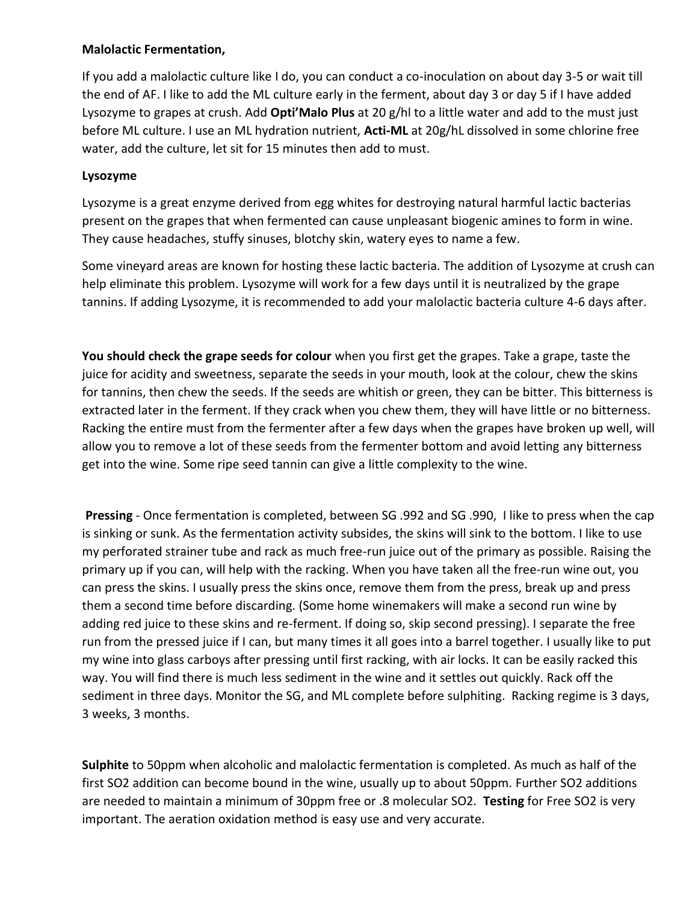**Malolactic Fermentation,**

If you add a malolactic culture like I do, you can conduct a co-inoculation on about day 3-5 or wait till the end of AF. I like to add the ML culture early in the ferment, about day 3 or day 5 if I have added Lysozyme to grapes at crush. Add **Opti'Malo Plus** at 20 g/hl to a little water and add to the must just before ML culture. I use an ML hydration nutrient, **Acti-ML** at 20g/hL dissolved in some chlorine free water, add the culture, let sit for 15 minutes then add to must.

**Lysozyme**

Lysozyme is a great enzyme derived from egg whites for destroying natural harmful lactic bacterias present on the grapes that when fermented can cause unpleasant biogenic amines to form in wine. They cause headaches, stuffy sinuses, blotchy skin, watery eyes to name a few.

Some vineyard areas are known for hosting these lactic bacteria. The addition of Lysozyme at crush can help eliminate this problem. Lysozyme will work for a few days until it is neutralized by the grape tannins. If adding Lysozyme, it is recommended to add your malolactic bacteria culture 4-6 days after.

**You should check the grape seeds for colour** when you first get the grapes. Take a grape, taste the juice for acidity and sweetness, separate the seeds in your mouth, look at the colour, chew the skins for tannins, then chew the seeds. If the seeds are whitish or green, they can be bitter. This bitterness is extracted later in the ferment. If they crack when you chew them, they will have little or no bitterness. Racking the entire must from the fermenter after a few days when the grapes have broken up well, will allow you to remove a lot of these seeds from the fermenter bottom and avoid letting any bitterness get into the wine. Some ripe seed tannin can give a little complexity to the wine.

**Pressing** - Once fermentation is completed, between SG .992 and SG .990, I like to press when the cap is sinking or sunk. As the fermentation activity subsides, the skins will sink to the bottom. I like to use my perforated strainer tube and rack as much free-run juice out of the primary as possible. Raising the primary up if you can, will help with the racking. When you have taken all the free-run wine out, you can press the skins. I usually press the skins once, remove them from the press, break up and press them a second time before discarding. (Some home winemakers will make a second run wine by adding red juice to these skins and re-ferment. If doing so, skip second pressing). I separate the free run from the pressed juice if I can, but many times it all goes into a barrel together. I usually like to put my wine into glass carboys after pressing until first racking, with air locks. It can be easily racked this way. You will find there is much less sediment in the wine and it settles out quickly. Rack off the sediment in three days. Monitor the SG, and ML complete before sulphiting. Racking regime is 3 days, 3 weeks, 3 months.

**Sulphite** to 50ppm when alcoholic and malolactic fermentation is completed. As much as half of the first $SO_2$ addition can become bound in the wine, usually up to about 50ppm. Further $SO_2$ additions are needed to maintain a minimum of 30ppm free or .8 molecular $SO_2$. **Testing** for Free $SO_2$ is very important. The aeration oxidation method is easy use and very accurate.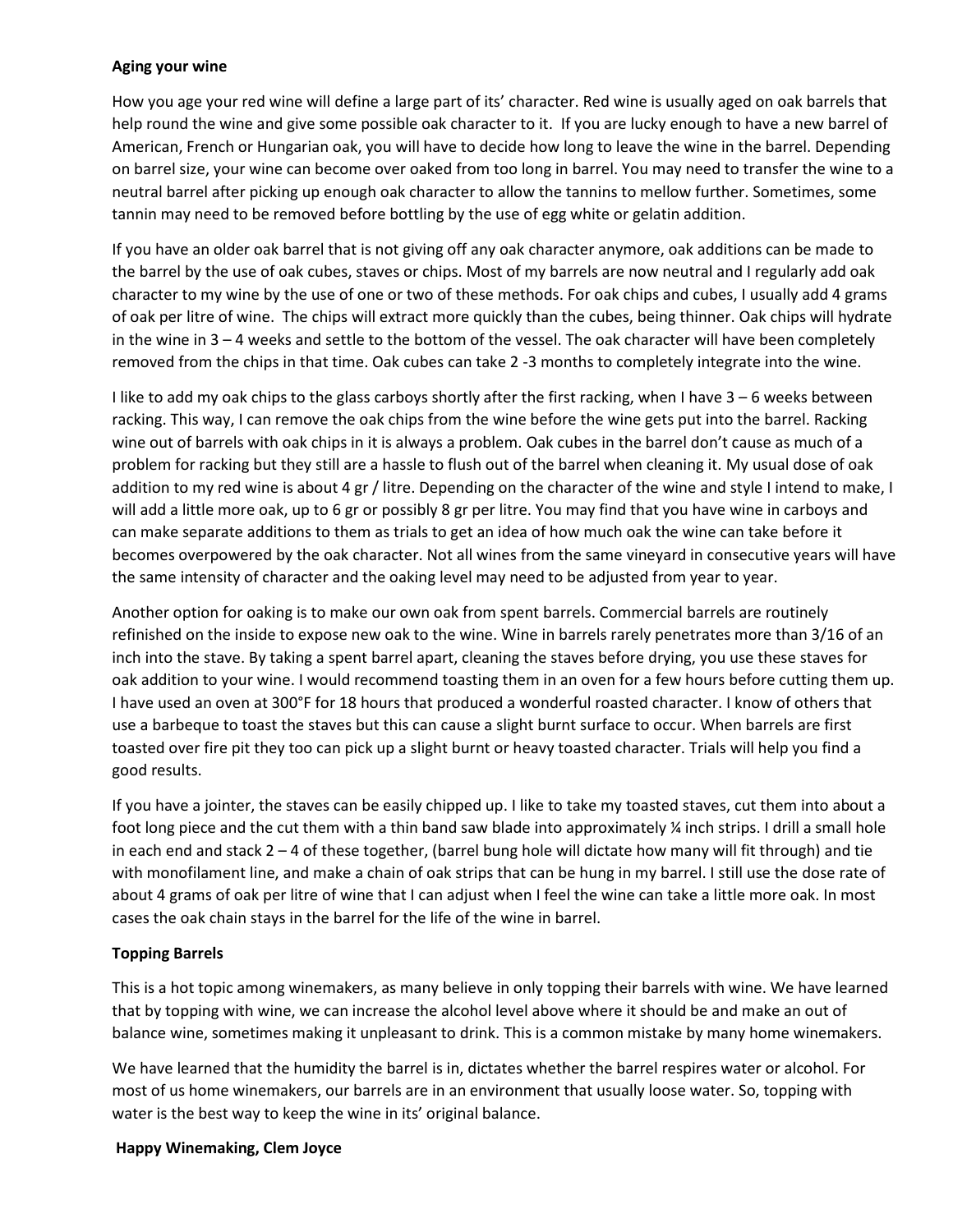**Aging your wine**

How you age your red wine will define a large part of its' character. Red wine is usually aged on oak barrels that help round the wine and give some possible oak character to it. If you are lucky enough to have a new barrel of American, French or Hungarian oak, you will have to decide how long to leave the wine in the barrel. Depending on barrel size, your wine can become over oaked from too long in barrel. You may need to transfer the wine to a neutral barrel after picking up enough oak character to allow the tannins to mellow further. Sometimes, some tannin may need to be removed before bottling by the use of egg white or gelatin addition.

If you have an older oak barrel that is not giving off any oak character anymore, oak additions can be made to the barrel by the use of oak cubes, staves or chips. Most of my barrels are now neutral and I regularly add oak character to my wine by the use of one or two of these methods. For oak chips and cubes, I usually add 4 grams of oak per litre of wine. The chips will extract more quickly than the cubes, being thinner. Oak chips will hydrate in the wine in 3 – 4 weeks and settle to the bottom of the vessel. The oak character will have been completely removed from the chips in that time. Oak cubes can take 2 -3 months to completely integrate into the wine.

I like to add my oak chips to the glass carboys shortly after the first racking, when I have 3 – 6 weeks between racking. This way, I can remove the oak chips from the wine before the wine gets put into the barrel. Racking wine out of barrels with oak chips in it is always a problem. Oak cubes in the barrel don't cause as much of a problem for racking but they still are a hassle to flush out of the barrel when cleaning it. My usual dose of oak addition to my red wine is about 4 gr / litre. Depending on the character of the wine and style I intend to make, I will add a little more oak, up to 6 gr or possibly 8 gr per litre. You may find that you have wine in carboys and can make separate additions to them as trials to get an idea of how much oak the wine can take before it becomes overpowered by the oak character. Not all wines from the same vineyard in consecutive years will have the same intensity of character and the oaking level may need to be adjusted from year to year.

Another option for oaking is to make our own oak from spent barrels. Commercial barrels are routinely refinished on the inside to expose new oak to the wine. Wine in barrels rarely penetrates more than 3/16 of an inch into the stave. By taking a spent barrel apart, cleaning the staves before drying, you use these staves for oak addition to your wine. I would recommend toasting them in an oven for a few hours before cutting them up. I have used an oven at 300°F for 18 hours that produced a wonderful roasted character. I know of others that use a barbeque to toast the staves but this can cause a slight burnt surface to occur. When barrels are first toasted over fire pit they too can pick up a slight burnt or heavy toasted character. Trials will help you find a good results.

If you have a jointer, the staves can be easily chipped up. I like to take my toasted staves, cut them into about a foot long piece and the cut them with a thin band saw blade into approximately ¼ inch strips. I drill a small hole in each end and stack 2 – 4 of these together, (barrel bung hole will dictate how many will fit through) and tie with monofilament line, and make a chain of oak strips that can be hung in my barrel. I still use the dose rate of about 4 grams of oak per litre of wine that I can adjust when I feel the wine can take a little more oak. In most cases the oak chain stays in the barrel for the life of the wine in barrel.

**Topping Barrels**

This is a hot topic among winemakers, as many believe in only topping their barrels with wine. We have learned that by topping with wine, we can increase the alcohol level above where it should be and make an out of balance wine, sometimes making it unpleasant to drink. This is a common mistake by many home winemakers.

We have learned that the humidity the barrel is in, dictates whether the barrel respires water or alcohol. For most of us home winemakers, our barrels are in an environment that usually loose water. So, topping with water is the best way to keep the wine in its' original balance.

**Happy Winemaking, Clem Joyce**